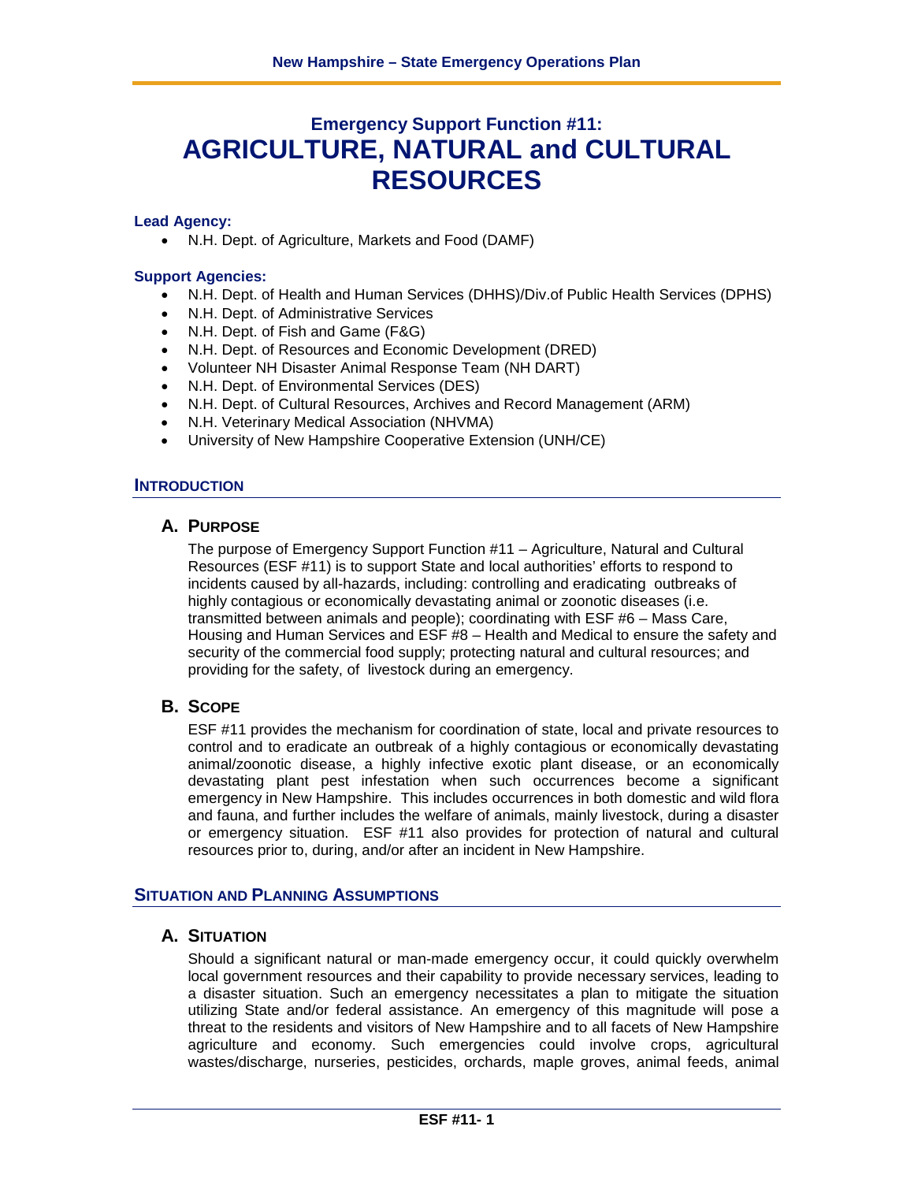# Emergency Support Function #11: AGRICULTURE, NATURAL and CULTURAL RESOURCES

**Lead Agency:**

- N.H. Dept. of Agriculture, Markets and Food (DAMF)

**Support Agencies:**

- N.H. Dept. of Health and Human Services (DHHS)/Div.of Public Health Services (DPHS)
- N.H. Dept. of Administrative Services
- N.H. Dept. of Fish and Game (F&G)
- N.H. Dept. of Resources and Economic Development (DRED)
- Volunteer NH Disaster Animal Response Team (NH DART)
- N.H. Dept. of Environmental Services (DES)
- N.H. Dept. of Cultural Resources, Archives and Record Management (ARM)
- N.H. Veterinary Medical Association (NHVMA)
- University of New Hampshire Cooperative Extension (UNH/CE)

## INTRODUCTION

### A. PURPOSE

The purpose of Emergency Support Function #11 – Agriculture, Natural and Cultural Resources (ESF #11) is to support State and local authorities' efforts to respond to incidents caused by all-hazards, including: controlling and eradicating outbreaks of highly contagious or economically devastating animal or zoonotic diseases (i.e. transmitted between animals and people); coordinating with ESF #6 – Mass Care, Housing and Human Services and ESF #8 – Health and Medical to ensure the safety and security of the commercial food supply; protecting natural and cultural resources; and providing for the safety, of livestock during an emergency.

### B. SCOPE

ESF #11 provides the mechanism for coordination of state, local and private resources to control and to eradicate an outbreak of a highly contagious or economically devastating animal/zoonotic disease, a highly infective exotic plant disease, or an economically devastating plant pest infestation when such occurrences become a significant emergency in New Hampshire. This includes occurrences in both domestic and wild flora and fauna, and further includes the welfare of animals, mainly livestock, during a disaster or emergency situation. ESF #11 also provides for protection of natural and cultural resources prior to, during, and/or after an incident in New Hampshire.

## SITUATION AND PLANNING ASSUMPTIONS

### A. SITUATION

Should a significant natural or man-made emergency occur, it could quickly overwhelm local government resources and their capability to provide necessary services, leading to a disaster situation. Such an emergency necessitates a plan to mitigate the situation utilizing State and/or federal assistance. An emergency of this magnitude will pose a threat to the residents and visitors of New Hampshire and to all facets of New Hampshire agriculture and economy. Such emergencies could involve crops, agricultural wastes/discharge, nurseries, pesticides, orchards, maple groves, animal feeds, animal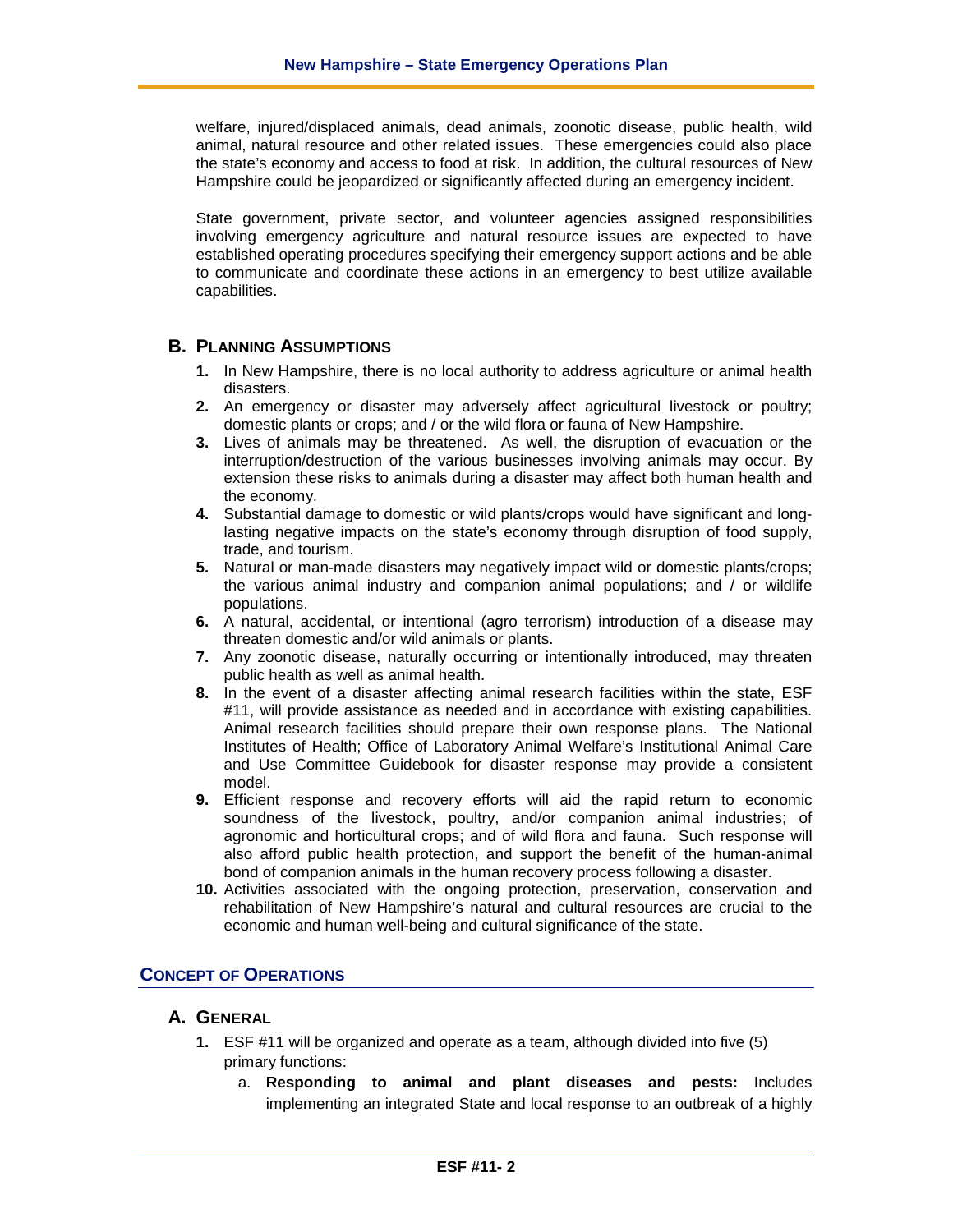welfare, injured/displaced animals, dead animals, zoonotic disease, public health, wild animal, natural resource and other related issues. These emergencies could also place the state's economy and access to food at risk. In addition, the cultural resources of New Hampshire could be jeopardized or significantly affected during an emergency incident.

State government, private sector, and volunteer agencies assigned responsibilities involving emergency agriculture and natural resource issues are expected to have established operating procedures specifying their emergency support actions and be able to communicate and coordinate these actions in an emergency to best utilize available capabilities.

### B. Planning Assumptions

1. In New Hampshire, there is no local authority to address agriculture or animal health disasters.
2. An emergency or disaster may adversely affect agricultural livestock or poultry; domestic plants or crops; and / or the wild flora or fauna of New Hampshire.
3. Lives of animals may be threatened. As well, the disruption of evacuation or the interruption/destruction of the various businesses involving animals may occur. By extension these risks to animals during a disaster may affect both human health and the economy.
4. Substantial damage to domestic or wild plants/crops would have significant and long-lasting negative impacts on the state's economy through disruption of food supply, trade, and tourism.
5. Natural or man-made disasters may negatively impact wild or domestic plants/crops; the various animal industry and companion animal populations; and / or wildlife populations.
6. A natural, accidental, or intentional (agro terrorism) introduction of a disease may threaten domestic and/or wild animals or plants.
7. Any zoonotic disease, naturally occurring or intentionally introduced, may threaten public health as well as animal health.
8. In the event of a disaster affecting animal research facilities within the state, ESF #11, will provide assistance as needed and in accordance with existing capabilities. Animal research facilities should prepare their own response plans. The National Institutes of Health; Office of Laboratory Animal Welfare's Institutional Animal Care and Use Committee Guidebook for disaster response may provide a consistent model.
9. Efficient response and recovery efforts will aid the rapid return to economic soundness of the livestock, poultry, and/or companion animal industries; of agronomic and horticultural crops; and of wild flora and fauna. Such response will also afford public health protection, and support the benefit of the human-animal bond of companion animals in the human recovery process following a disaster.
10. Activities associated with the ongoing protection, preservation, conservation and rehabilitation of New Hampshire's natural and cultural resources are crucial to the economic and human well-being and cultural significance of the state.

## Concept of Operations

### A. General

1. ESF #11 will be organized and operate as a team, although divided into five (5) primary functions:
   a. **Responding to animal and plant diseases and pests:** Includes implementing an integrated State and local response to an outbreak of a highly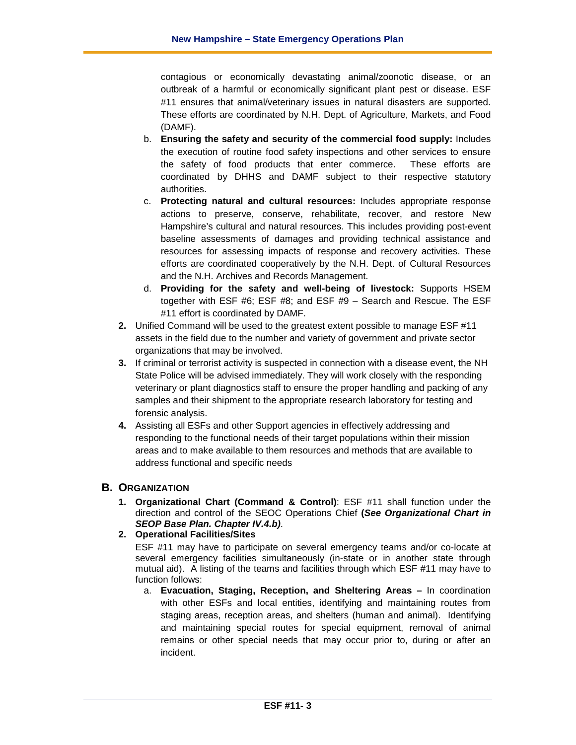contagious or economically devastating animal/zoonotic disease, or an outbreak of a harmful or economically significant plant pest or disease. ESF #11 ensures that animal/veterinary issues in natural disasters are supported. These efforts are coordinated by N.H. Dept. of Agriculture, Markets, and Food (DAMF).

   b. **Ensuring the safety and security of the commercial food supply:** Includes the execution of routine food safety inspections and other services to ensure the safety of food products that enter commerce. These efforts are coordinated by DHHS and DAMF subject to their respective statutory authorities.

   c. **Protecting natural and cultural resources:** Includes appropriate response actions to preserve, conserve, rehabilitate, recover, and restore New Hampshire's cultural and natural resources. This includes providing post-event baseline assessments of damages and providing technical assistance and resources for assessing impacts of response and recovery activities. These efforts are coordinated cooperatively by the N.H. Dept. of Cultural Resources and the N.H. Archives and Records Management.

   d. **Providing for the safety and well-being of livestock:** Supports HSEM together with ESF #6; ESF #8; and ESF #9 – Search and Rescue. The ESF #11 effort is coordinated by DAMF.

2. Unified Command will be used to the greatest extent possible to manage ESF #11 assets in the field due to the number and variety of government and private sector organizations that may be involved.

3. If criminal or terrorist activity is suspected in connection with a disease event, the NH State Police will be advised immediately. They will work closely with the responding veterinary or plant diagnostics staff to ensure the proper handling and packing of any samples and their shipment to the appropriate research laboratory for testing and forensic analysis.

4. Assisting all ESFs and other Support agencies in effectively addressing and responding to the functional needs of their target populations within their mission areas and to make available to them resources and methods that are available to address functional and specific needs

## B. Organization

1. **Organizational Chart (Command & Control)**: ESF #11 shall function under the direction and control of the SEOC Operations Chief **(*See Organizational Chart in SEOP Base Plan. Chapter IV.4.b)***.

2. **Operational Facilities/Sites**

   ESF #11 may have to participate on several emergency teams and/or co-locate at several emergency facilities simultaneously (in-state or in another state through mutual aid). A listing of the teams and facilities through which ESF #11 may have to function follows:

   a. **Evacuation, Staging, Reception, and Sheltering Areas –** In coordination with other ESFs and local entities, identifying and maintaining routes from staging areas, reception areas, and shelters (human and animal). Identifying and maintaining special routes for special equipment, removal of animal remains or other special needs that may occur prior to, during or after an incident.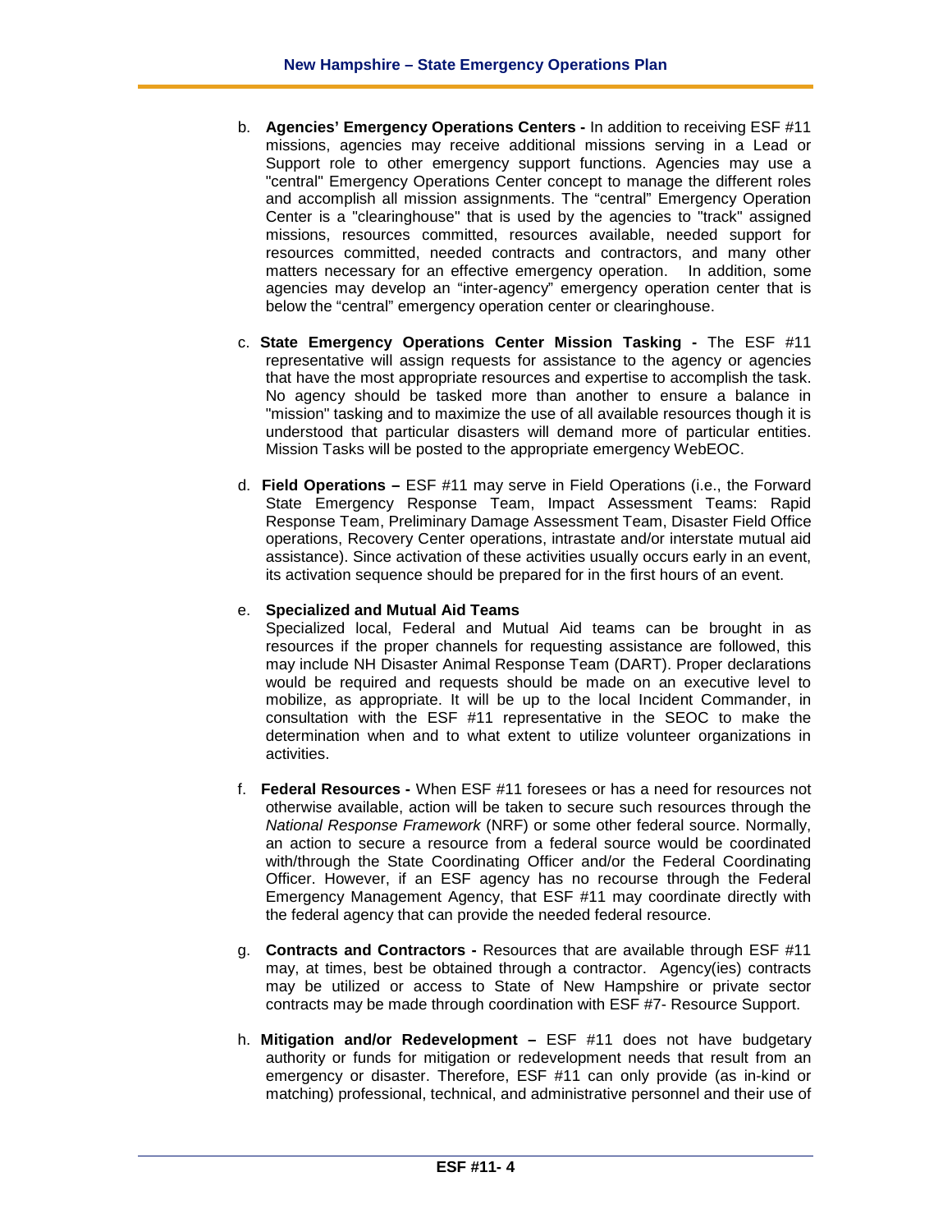b. **Agencies' Emergency Operations Centers -** In addition to receiving ESF #11 missions, agencies may receive additional missions serving in a Lead or Support role to other emergency support functions. Agencies may use a "central" Emergency Operations Center concept to manage the different roles and accomplish all mission assignments. The "central" Emergency Operation Center is a "clearinghouse" that is used by the agencies to "track" assigned missions, resources committed, resources available, needed support for resources committed, needed contracts and contractors, and many other matters necessary for an effective emergency operation. In addition, some agencies may develop an "inter-agency" emergency operation center that is below the "central" emergency operation center or clearinghouse.

c. **State Emergency Operations Center Mission Tasking -** The ESF #11 representative will assign requests for assistance to the agency or agencies that have the most appropriate resources and expertise to accomplish the task. No agency should be tasked more than another to ensure a balance in "mission" tasking and to maximize the use of all available resources though it is understood that particular disasters will demand more of particular entities. Mission Tasks will be posted to the appropriate emergency WebEOC.

d. **Field Operations –** ESF #11 may serve in Field Operations (i.e., the Forward State Emergency Response Team, Impact Assessment Teams: Rapid Response Team, Preliminary Damage Assessment Team, Disaster Field Office operations, Recovery Center operations, intrastate and/or interstate mutual aid assistance). Since activation of these activities usually occurs early in an event, its activation sequence should be prepared for in the first hours of an event.

e. **Specialized and Mutual Aid Teams**
Specialized local, Federal and Mutual Aid teams can be brought in as resources if the proper channels for requesting assistance are followed, this may include NH Disaster Animal Response Team (DART). Proper declarations would be required and requests should be made on an executive level to mobilize, as appropriate. It will be up to the local Incident Commander, in consultation with the ESF #11 representative in the SEOC to make the determination when and to what extent to utilize volunteer organizations in activities.

f. **Federal Resources -** When ESF #11 foresees or has a need for resources not otherwise available, action will be taken to secure such resources through the *National Response Framework* (NRF) or some other federal source. Normally, an action to secure a resource from a federal source would be coordinated with/through the State Coordinating Officer and/or the Federal Coordinating Officer. However, if an ESF agency has no recourse through the Federal Emergency Management Agency, that ESF #11 may coordinate directly with the federal agency that can provide the needed federal resource.

g. **Contracts and Contractors -** Resources that are available through ESF #11 may, at times, best be obtained through a contractor. Agency(ies) contracts may be utilized or access to State of New Hampshire or private sector contracts may be made through coordination with ESF #7- Resource Support.

h. **Mitigation and/or Redevelopment –** ESF #11 does not have budgetary authority or funds for mitigation or redevelopment needs that result from an emergency or disaster. Therefore, ESF #11 can only provide (as in-kind or matching) professional, technical, and administrative personnel and their use of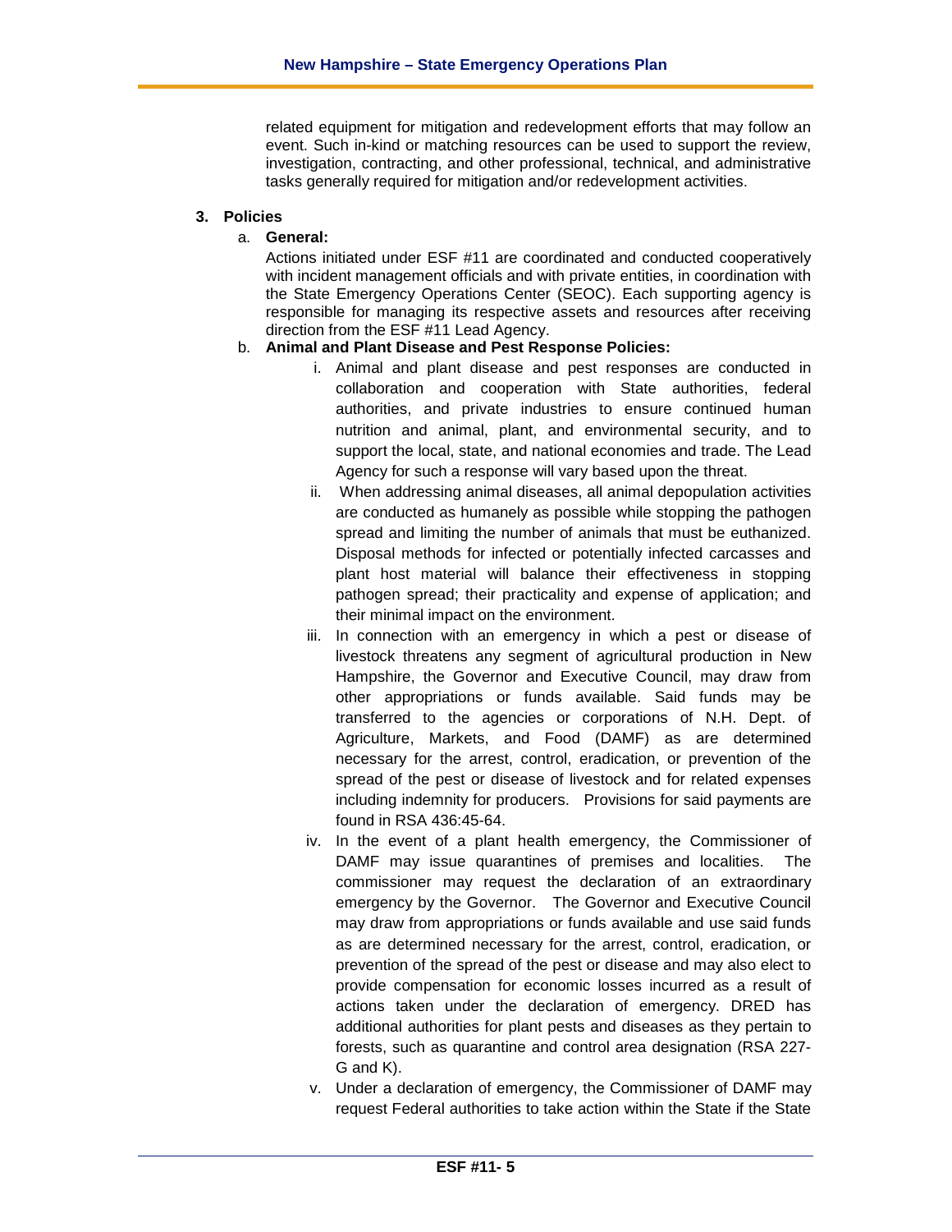related equipment for mitigation and redevelopment efforts that may follow an event. Such in-kind or matching resources can be used to support the review, investigation, contracting, and other professional, technical, and administrative tasks generally required for mitigation and/or redevelopment activities.

**3. Policies**

a. **General:**

Actions initiated under ESF #11 are coordinated and conducted cooperatively with incident management officials and with private entities, in coordination with the State Emergency Operations Center (SEOC). Each supporting agency is responsible for managing its respective assets and resources after receiving direction from the ESF #11 Lead Agency.

b. **Animal and Plant Disease and Pest Response Policies:**

i. Animal and plant disease and pest responses are conducted in collaboration and cooperation with State authorities, federal authorities, and private industries to ensure continued human nutrition and animal, plant, and environmental security, and to support the local, state, and national economies and trade. The Lead Agency for such a response will vary based upon the threat.

ii. When addressing animal diseases, all animal depopulation activities are conducted as humanely as possible while stopping the pathogen spread and limiting the number of animals that must be euthanized. Disposal methods for infected or potentially infected carcasses and plant host material will balance their effectiveness in stopping pathogen spread; their practicality and expense of application; and their minimal impact on the environment.

iii. In connection with an emergency in which a pest or disease of livestock threatens any segment of agricultural production in New Hampshire, the Governor and Executive Council, may draw from other appropriations or funds available. Said funds may be transferred to the agencies or corporations of N.H. Dept. of Agriculture, Markets, and Food (DAMF) as are determined necessary for the arrest, control, eradication, or prevention of the spread of the pest or disease of livestock and for related expenses including indemnity for producers. Provisions for said payments are found in RSA 436:45-64.

iv. In the event of a plant health emergency, the Commissioner of DAMF may issue quarantines of premises and localities. The commissioner may request the declaration of an extraordinary emergency by the Governor. The Governor and Executive Council may draw from appropriations or funds available and use said funds as are determined necessary for the arrest, control, eradication, or prevention of the spread of the pest or disease and may also elect to provide compensation for economic losses incurred as a result of actions taken under the declaration of emergency. DRED has additional authorities for plant pests and diseases as they pertain to forests, such as quarantine and control area designation (RSA 227-G and K).

v. Under a declaration of emergency, the Commissioner of DAMF may request Federal authorities to take action within the State if the State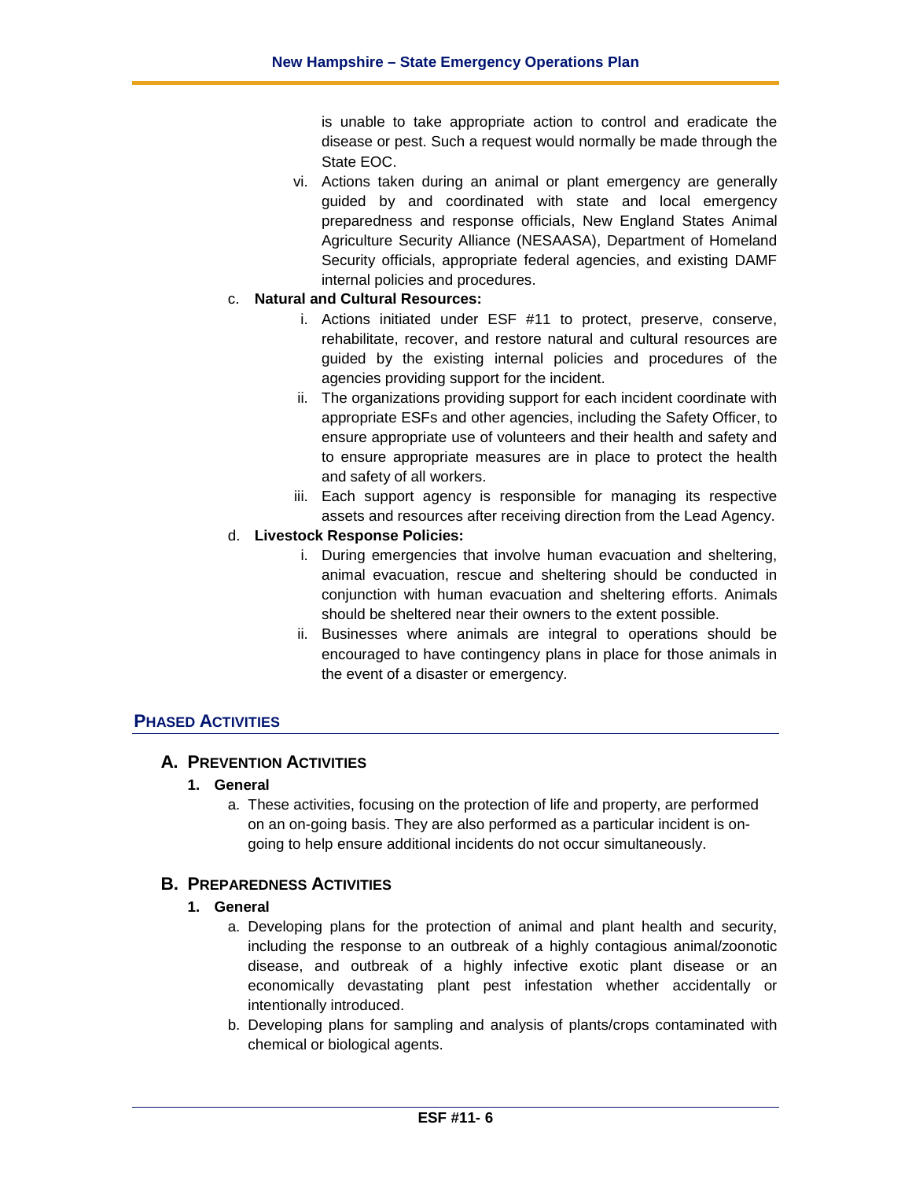is unable to take appropriate action to control and eradicate the disease or pest. Such a request would normally be made through the State EOC.

vi. Actions taken during an animal or plant emergency are generally guided by and coordinated with state and local emergency preparedness and response officials, New England States Animal Agriculture Security Alliance (NESAASA), Department of Homeland Security officials, appropriate federal agencies, and existing DAMF internal policies and procedures.

c. **Natural and Cultural Resources:**

i. Actions initiated under ESF #11 to protect, preserve, conserve, rehabilitate, recover, and restore natural and cultural resources are guided by the existing internal policies and procedures of the agencies providing support for the incident.

ii. The organizations providing support for each incident coordinate with appropriate ESFs and other agencies, including the Safety Officer, to ensure appropriate use of volunteers and their health and safety and to ensure appropriate measures are in place to protect the health and safety of all workers.

iii. Each support agency is responsible for managing its respective assets and resources after receiving direction from the Lead Agency.

d. **Livestock Response Policies:**

i. During emergencies that involve human evacuation and sheltering, animal evacuation, rescue and sheltering should be conducted in conjunction with human evacuation and sheltering efforts. Animals should be sheltered near their owners to the extent possible.

ii. Businesses where animals are integral to operations should be encouraged to have contingency plans in place for those animals in the event of a disaster or emergency.

## PHASED ACTIVITIES

### A. PREVENTION ACTIVITIES

#### 1. General

a. These activities, focusing on the protection of life and property, are performed on an on-going basis. They are also performed as a particular incident is on-going to help ensure additional incidents do not occur simultaneously.

### B. PREPAREDNESS ACTIVITIES

#### 1. General

a. Developing plans for the protection of animal and plant health and security, including the response to an outbreak of a highly contagious animal/zoonotic disease, and outbreak of a highly infective exotic plant disease or an economically devastating plant pest infestation whether accidentally or intentionally introduced.

b. Developing plans for sampling and analysis of plants/crops contaminated with chemical or biological agents.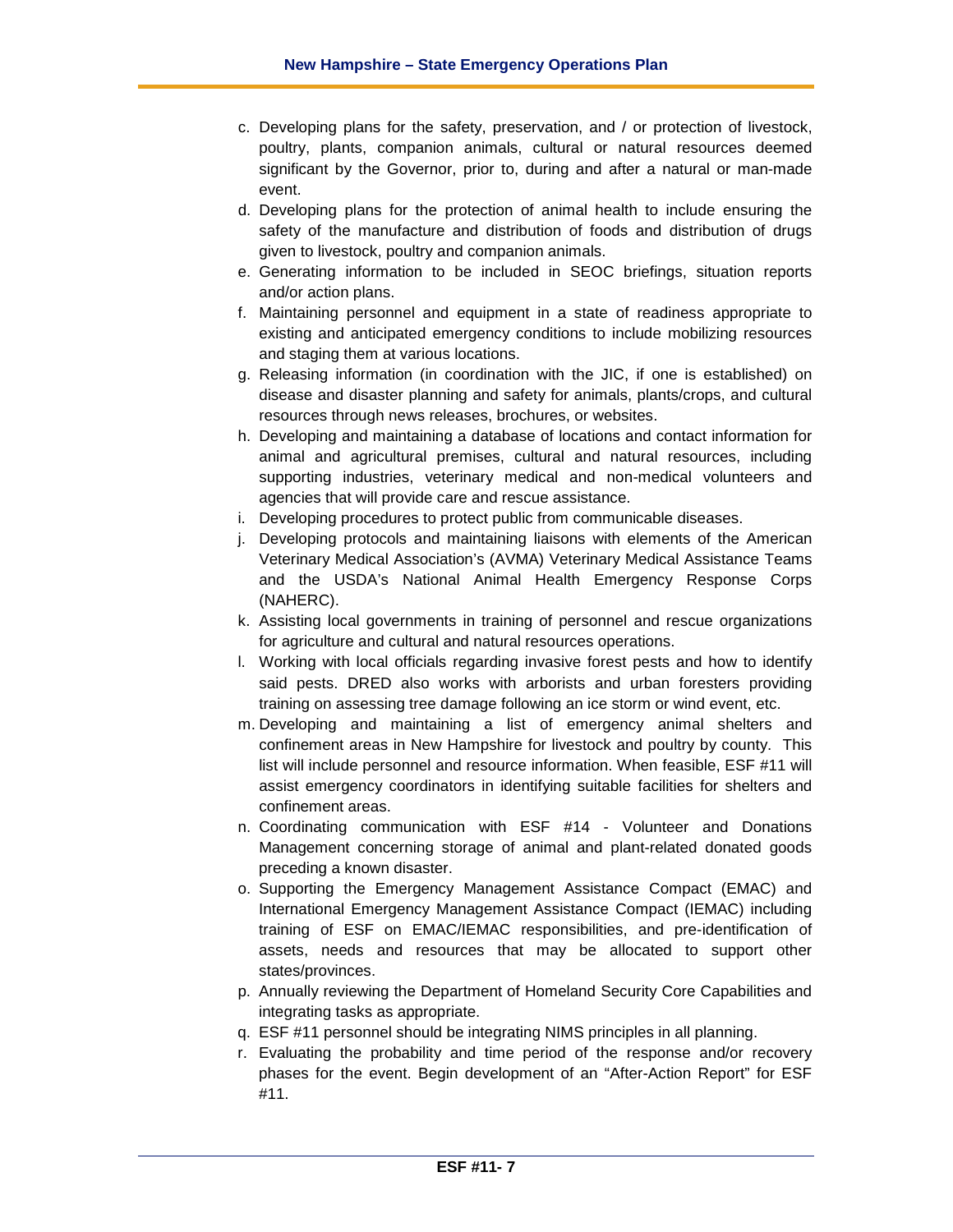c. Developing plans for the safety, preservation, and / or protection of livestock, poultry, plants, companion animals, cultural or natural resources deemed significant by the Governor, prior to, during and after a natural or man-made event.
d. Developing plans for the protection of animal health to include ensuring the safety of the manufacture and distribution of foods and distribution of drugs given to livestock, poultry and companion animals.
e. Generating information to be included in SEOC briefings, situation reports and/or action plans.
f. Maintaining personnel and equipment in a state of readiness appropriate to existing and anticipated emergency conditions to include mobilizing resources and staging them at various locations.
g. Releasing information (in coordination with the JIC, if one is established) on disease and disaster planning and safety for animals, plants/crops, and cultural resources through news releases, brochures, or websites.
h. Developing and maintaining a database of locations and contact information for animal and agricultural premises, cultural and natural resources, including supporting industries, veterinary medical and non-medical volunteers and agencies that will provide care and rescue assistance.
i. Developing procedures to protect public from communicable diseases.
j. Developing protocols and maintaining liaisons with elements of the American Veterinary Medical Association's (AVMA) Veterinary Medical Assistance Teams and the USDA's National Animal Health Emergency Response Corps (NAHERC).
k. Assisting local governments in training of personnel and rescue organizations for agriculture and cultural and natural resources operations.
l. Working with local officials regarding invasive forest pests and how to identify said pests. DRED also works with arborists and urban foresters providing training on assessing tree damage following an ice storm or wind event, etc.
m. Developing and maintaining a list of emergency animal shelters and confinement areas in New Hampshire for livestock and poultry by county. This list will include personnel and resource information. When feasible, ESF #11 will assist emergency coordinators in identifying suitable facilities for shelters and confinement areas.
n. Coordinating communication with ESF #14 - Volunteer and Donations Management concerning storage of animal and plant-related donated goods preceding a known disaster.
o. Supporting the Emergency Management Assistance Compact (EMAC) and International Emergency Management Assistance Compact (IEMAC) including training of ESF on EMAC/IEMAC responsibilities, and pre-identification of assets, needs and resources that may be allocated to support other states/provinces.
p. Annually reviewing the Department of Homeland Security Core Capabilities and integrating tasks as appropriate.
q. ESF #11 personnel should be integrating NIMS principles in all planning.
r. Evaluating the probability and time period of the response and/or recovery phases for the event. Begin development of an "After-Action Report" for ESF #11.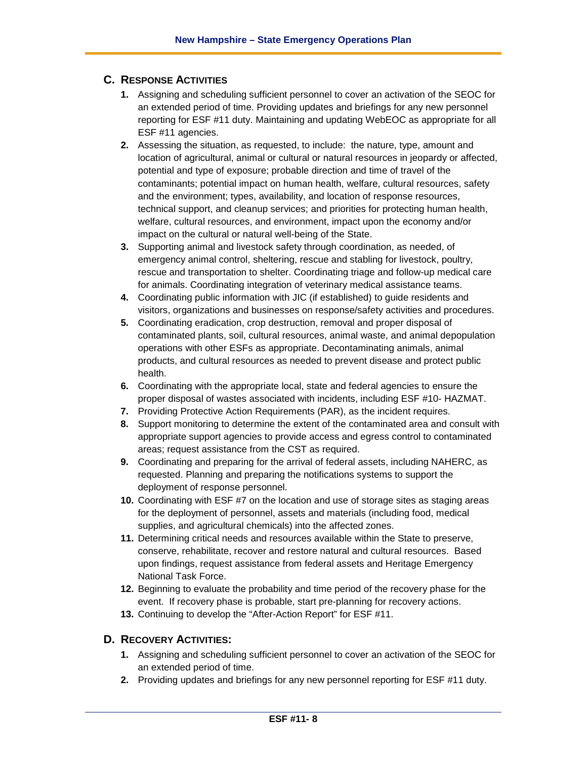## C. Response Activities

1. Assigning and scheduling sufficient personnel to cover an activation of the SEOC for an extended period of time. Providing updates and briefings for any new personnel reporting for ESF #11 duty. Maintaining and updating WebEOC as appropriate for all ESF #11 agencies.
2. Assessing the situation, as requested, to include: the nature, type, amount and location of agricultural, animal or cultural or natural resources in jeopardy or affected, potential and type of exposure; probable direction and time of travel of the contaminants; potential impact on human health, welfare, cultural resources, safety and the environment; types, availability, and location of response resources, technical support, and cleanup services; and priorities for protecting human health, welfare, cultural resources, and environment, impact upon the economy and/or impact on the cultural or natural well-being of the State.
3. Supporting animal and livestock safety through coordination, as needed, of emergency animal control, sheltering, rescue and stabling for livestock, poultry, rescue and transportation to shelter. Coordinating triage and follow-up medical care for animals. Coordinating integration of veterinary medical assistance teams.
4. Coordinating public information with JIC (if established) to guide residents and visitors, organizations and businesses on response/safety activities and procedures.
5. Coordinating eradication, crop destruction, removal and proper disposal of contaminated plants, soil, cultural resources, animal waste, and animal depopulation operations with other ESFs as appropriate. Decontaminating animals, animal products, and cultural resources as needed to prevent disease and protect public health.
6. Coordinating with the appropriate local, state and federal agencies to ensure the proper disposal of wastes associated with incidents, including ESF #10- HAZMAT.
7. Providing Protective Action Requirements (PAR), as the incident requires.
8. Support monitoring to determine the extent of the contaminated area and consult with appropriate support agencies to provide access and egress control to contaminated areas; request assistance from the CST as required.
9. Coordinating and preparing for the arrival of federal assets, including NAHERC, as requested. Planning and preparing the notifications systems to support the deployment of response personnel.
10. Coordinating with ESF #7 on the location and use of storage sites as staging areas for the deployment of personnel, assets and materials (including food, medical supplies, and agricultural chemicals) into the affected zones.
11. Determining critical needs and resources available within the State to preserve, conserve, rehabilitate, recover and restore natural and cultural resources. Based upon findings, request assistance from federal assets and Heritage Emergency National Task Force.
12. Beginning to evaluate the probability and time period of the recovery phase for the event. If recovery phase is probable, start pre-planning for recovery actions.
13. Continuing to develop the "After-Action Report" for ESF #11.

## D. Recovery Activities:

1. Assigning and scheduling sufficient personnel to cover an activation of the SEOC for an extended period of time.
2. Providing updates and briefings for any new personnel reporting for ESF #11 duty.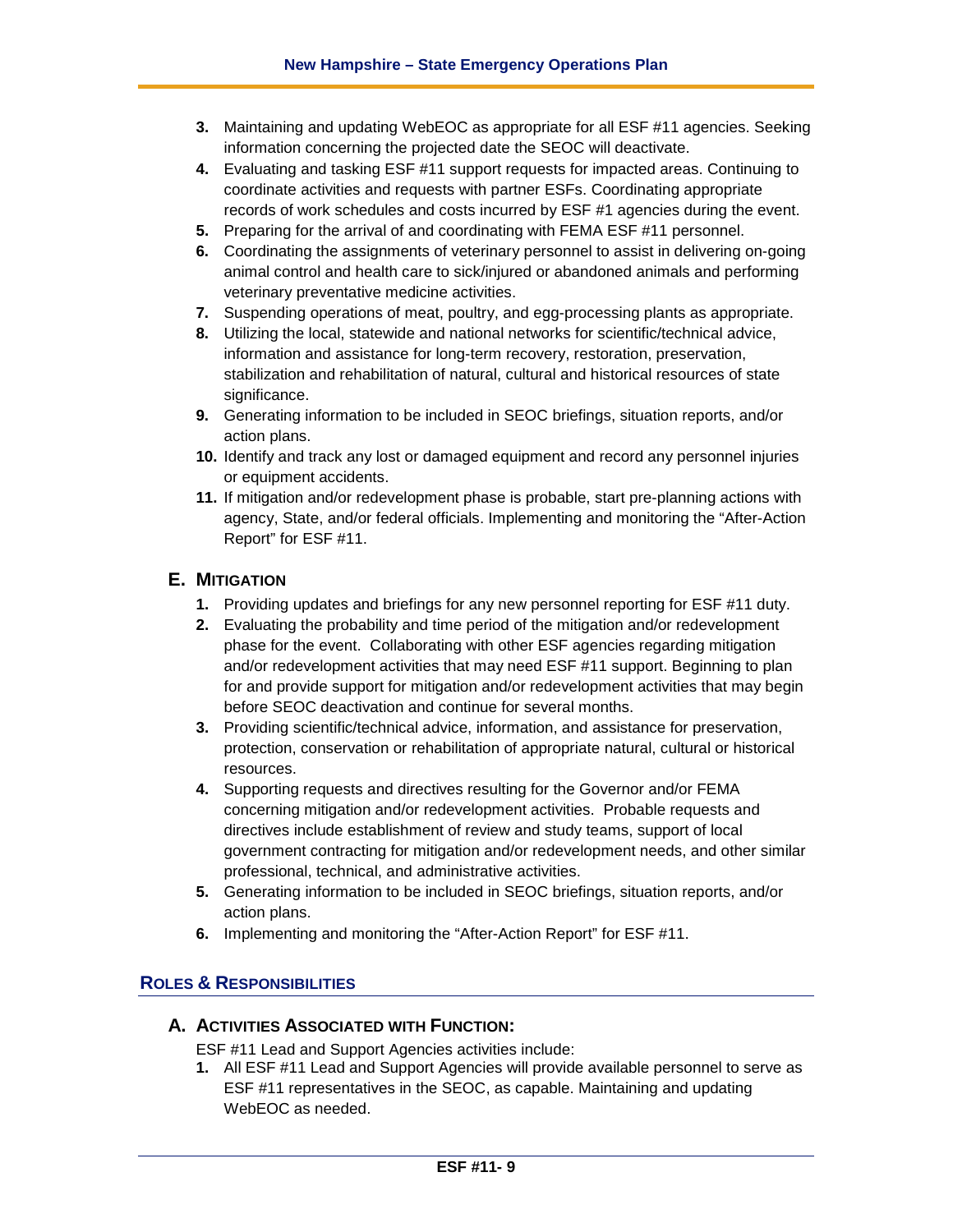3. Maintaining and updating WebEOC as appropriate for all ESF #11 agencies. Seeking information concerning the projected date the SEOC will deactivate.
4. Evaluating and tasking ESF #11 support requests for impacted areas. Continuing to coordinate activities and requests with partner ESFs. Coordinating appropriate records of work schedules and costs incurred by ESF #1 agencies during the event.
5. Preparing for the arrival of and coordinating with FEMA ESF #11 personnel.
6. Coordinating the assignments of veterinary personnel to assist in delivering on-going animal control and health care to sick/injured or abandoned animals and performing veterinary preventative medicine activities.
7. Suspending operations of meat, poultry, and egg-processing plants as appropriate.
8. Utilizing the local, statewide and national networks for scientific/technical advice, information and assistance for long-term recovery, restoration, preservation, stabilization and rehabilitation of natural, cultural and historical resources of state significance.
9. Generating information to be included in SEOC briefings, situation reports, and/or action plans.
10. Identify and track any lost or damaged equipment and record any personnel injuries or equipment accidents.
11. If mitigation and/or redevelopment phase is probable, start pre-planning actions with agency, State, and/or federal officials. Implementing and monitoring the "After-Action Report" for ESF #11.

### E. Mitigation

1. Providing updates and briefings for any new personnel reporting for ESF #11 duty.
2. Evaluating the probability and time period of the mitigation and/or redevelopment phase for the event. Collaborating with other ESF agencies regarding mitigation and/or redevelopment activities that may need ESF #11 support. Beginning to plan for and provide support for mitigation and/or redevelopment activities that may begin before SEOC deactivation and continue for several months.
3. Providing scientific/technical advice, information, and assistance for preservation, protection, conservation or rehabilitation of appropriate natural, cultural or historical resources.
4. Supporting requests and directives resulting for the Governor and/or FEMA concerning mitigation and/or redevelopment activities. Probable requests and directives include establishment of review and study teams, support of local government contracting for mitigation and/or redevelopment needs, and other similar professional, technical, and administrative activities.
5. Generating information to be included in SEOC briefings, situation reports, and/or action plans.
6. Implementing and monitoring the "After-Action Report" for ESF #11.

## Roles & Responsibilities

### A. Activities Associated with Function:

ESF #11 Lead and Support Agencies activities include:

1. All ESF #11 Lead and Support Agencies will provide available personnel to serve as ESF #11 representatives in the SEOC, as capable. Maintaining and updating WebEOC as needed.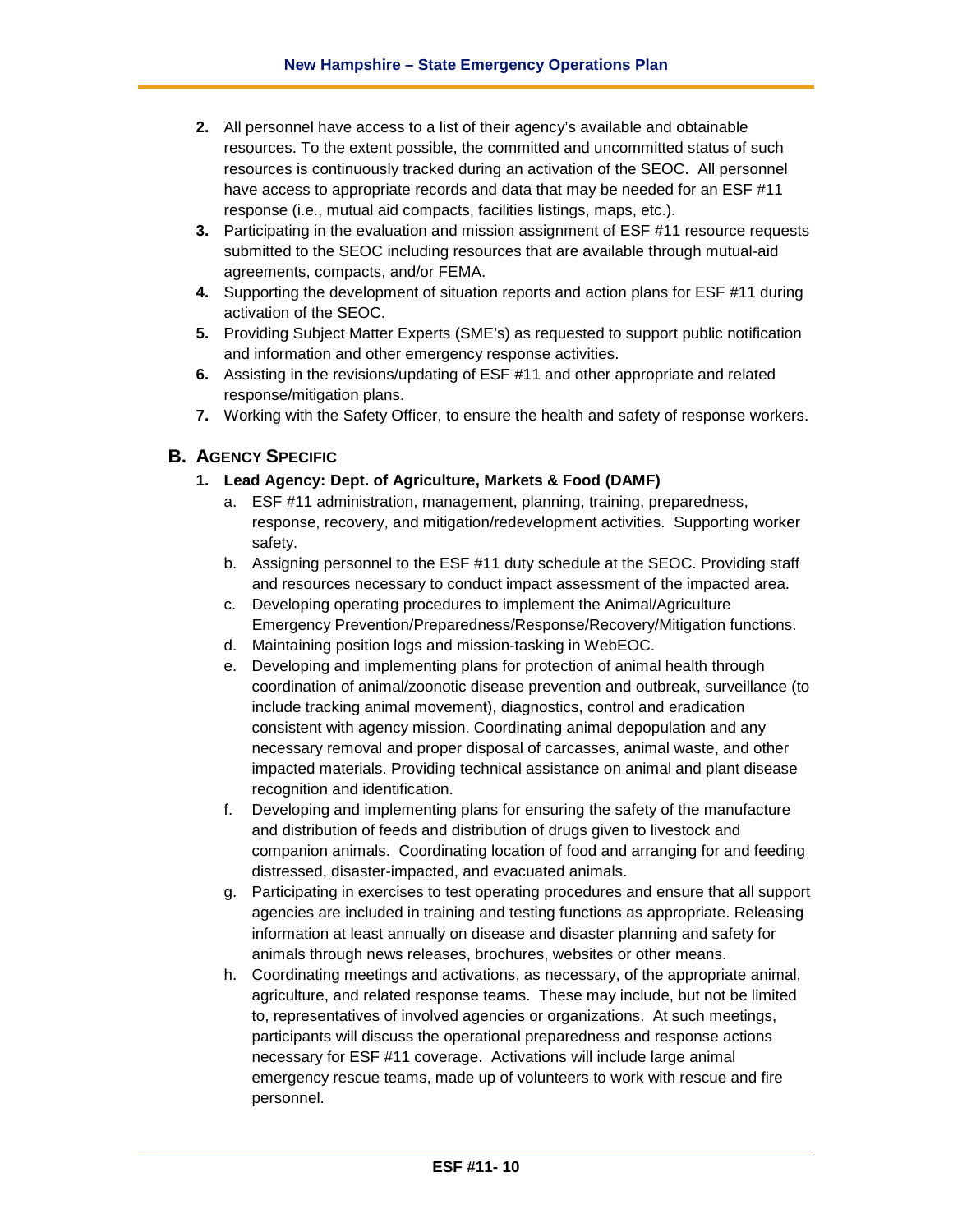2. All personnel have access to a list of their agency's available and obtainable resources. To the extent possible, the committed and uncommitted status of such resources is continuously tracked during an activation of the SEOC. All personnel have access to appropriate records and data that may be needed for an ESF #11 response (i.e., mutual aid compacts, facilities listings, maps, etc.).
3. Participating in the evaluation and mission assignment of ESF #11 resource requests submitted to the SEOC including resources that are available through mutual-aid agreements, compacts, and/or FEMA.
4. Supporting the development of situation reports and action plans for ESF #11 during activation of the SEOC.
5. Providing Subject Matter Experts (SME's) as requested to support public notification and information and other emergency response activities.
6. Assisting in the revisions/updating of ESF #11 and other appropriate and related response/mitigation plans.
7. Working with the Safety Officer, to ensure the health and safety of response workers.

## B. Agency Specific

### 1. Lead Agency: Dept. of Agriculture, Markets & Food (DAMF)

a. ESF #11 administration, management, planning, training, preparedness, response, recovery, and mitigation/redevelopment activities. Supporting worker safety.

b. Assigning personnel to the ESF #11 duty schedule at the SEOC. Providing staff and resources necessary to conduct impact assessment of the impacted area.

c. Developing operating procedures to implement the Animal/Agriculture Emergency Prevention/Preparedness/Response/Recovery/Mitigation functions.

d. Maintaining position logs and mission-tasking in WebEOC.

e. Developing and implementing plans for protection of animal health through coordination of animal/zoonotic disease prevention and outbreak, surveillance (to include tracking animal movement), diagnostics, control and eradication consistent with agency mission. Coordinating animal depopulation and any necessary removal and proper disposal of carcasses, animal waste, and other impacted materials. Providing technical assistance on animal and plant disease recognition and identification.

f. Developing and implementing plans for ensuring the safety of the manufacture and distribution of feeds and distribution of drugs given to livestock and companion animals. Coordinating location of food and arranging for and feeding distressed, disaster-impacted, and evacuated animals.

g. Participating in exercises to test operating procedures and ensure that all support agencies are included in training and testing functions as appropriate. Releasing information at least annually on disease and disaster planning and safety for animals through news releases, brochures, websites or other means.

h. Coordinating meetings and activations, as necessary, of the appropriate animal, agriculture, and related response teams. These may include, but not be limited to, representatives of involved agencies or organizations. At such meetings, participants will discuss the operational preparedness and response actions necessary for ESF #11 coverage. Activations will include large animal emergency rescue teams, made up of volunteers to work with rescue and fire personnel.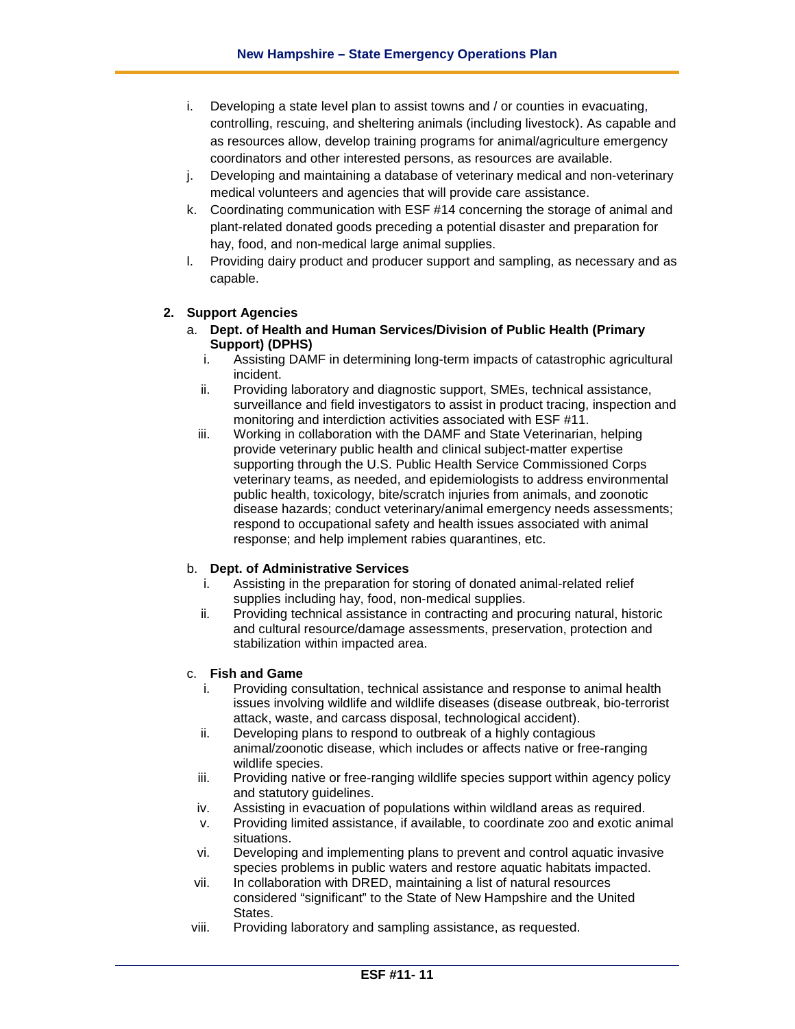i. Developing a state level plan to assist towns and / or counties in evacuating, controlling, rescuing, and sheltering animals (including livestock). As capable and as resources allow, develop training programs for animal/agriculture emergency coordinators and other interested persons, as resources are available.
j. Developing and maintaining a database of veterinary medical and non-veterinary medical volunteers and agencies that will provide care assistance.
k. Coordinating communication with ESF #14 concerning the storage of animal and plant-related donated goods preceding a potential disaster and preparation for hay, food, and non-medical large animal supplies.
l. Providing dairy product and producer support and sampling, as necessary and as capable.

**2. Support Agencies**

a. **Dept. of Health and Human Services/Division of Public Health (Primary Support) (DPHS)**
   i. Assisting DAMF in determining long-term impacts of catastrophic agricultural incident.
   ii. Providing laboratory and diagnostic support, SMEs, technical assistance, surveillance and field investigators to assist in product tracing, inspection and monitoring and interdiction activities associated with ESF #11.
   iii. Working in collaboration with the DAMF and State Veterinarian, helping provide veterinary public health and clinical subject-matter expertise supporting through the U.S. Public Health Service Commissioned Corps veterinary teams, as needed, and epidemiologists to address environmental public health, toxicology, bite/scratch injuries from animals, and zoonotic disease hazards; conduct veterinary/animal emergency needs assessments; respond to occupational safety and health issues associated with animal response; and help implement rabies quarantines, etc.

b. **Dept. of Administrative Services**
   i. Assisting in the preparation for storing of donated animal-related relief supplies including hay, food, non-medical supplies.
   ii. Providing technical assistance in contracting and procuring natural, historic and cultural resource/damage assessments, preservation, protection and stabilization within impacted area.

c. **Fish and Game**
   i. Providing consultation, technical assistance and response to animal health issues involving wildlife and wildlife diseases (disease outbreak, bio-terrorist attack, waste, and carcass disposal, technological accident).
   ii. Developing plans to respond to outbreak of a highly contagious animal/zoonotic disease, which includes or affects native or free-ranging wildlife species.
   iii. Providing native or free-ranging wildlife species support within agency policy and statutory guidelines.
   iv. Assisting in evacuation of populations within wildland areas as required.
   v. Providing limited assistance, if available, to coordinate zoo and exotic animal situations.
   vi. Developing and implementing plans to prevent and control aquatic invasive species problems in public waters and restore aquatic habitats impacted.
   vii. In collaboration with DRED, maintaining a list of natural resources considered "significant" to the State of New Hampshire and the United States.
   viii. Providing laboratory and sampling assistance, as requested.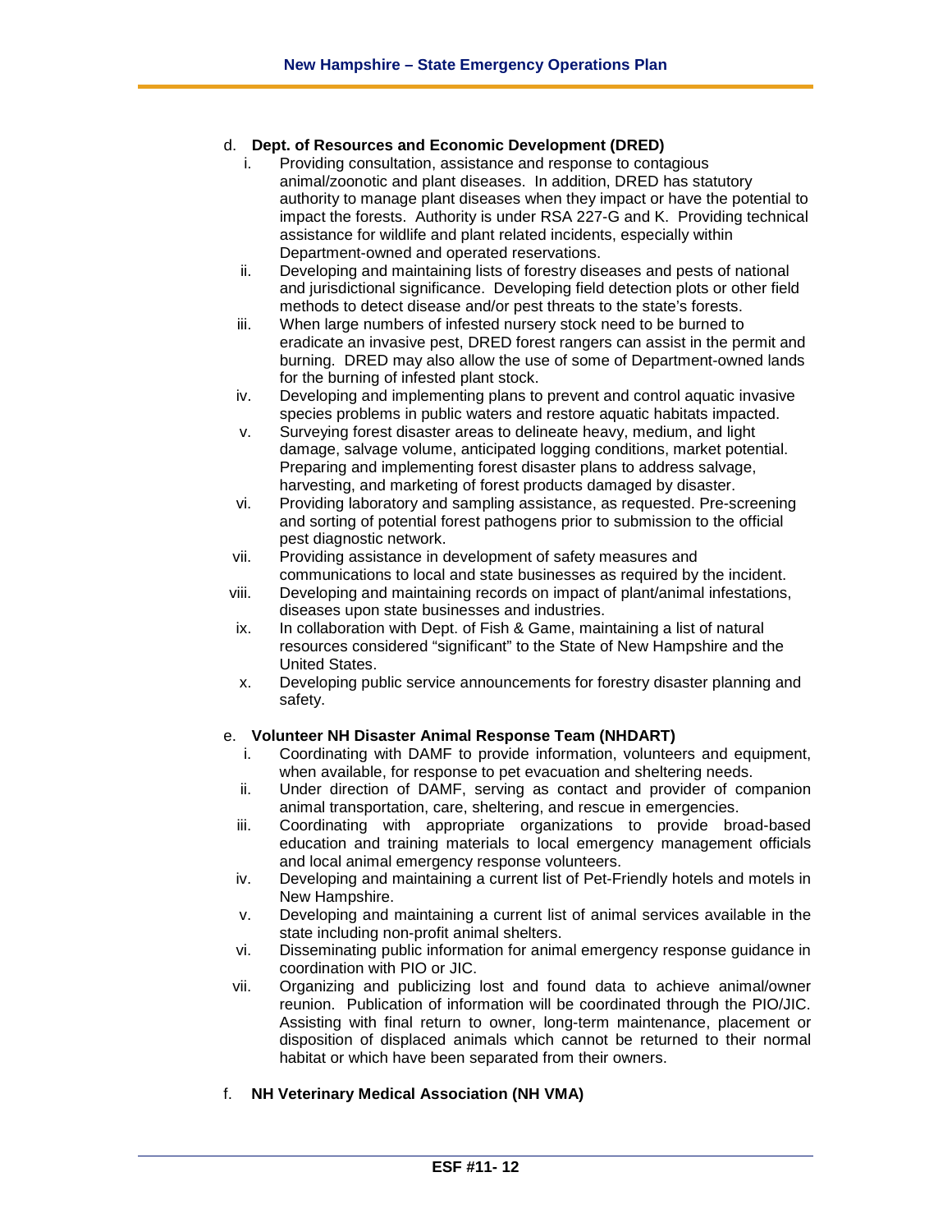d. **Dept. of Resources and Economic Development (DRED)**

   i. Providing consultation, assistance and response to contagious animal/zoonotic and plant diseases. In addition, DRED has statutory authority to manage plant diseases when they impact or have the potential to impact the forests. Authority is under RSA 227-G and K. Providing technical assistance for wildlife and plant related incidents, especially within Department-owned and operated reservations.

   ii. Developing and maintaining lists of forestry diseases and pests of national and jurisdictional significance. Developing field detection plots or other field methods to detect disease and/or pest threats to the state's forests.

   iii. When large numbers of infested nursery stock need to be burned to eradicate an invasive pest, DRED forest rangers can assist in the permit and burning. DRED may also allow the use of some of Department-owned lands for the burning of infested plant stock.

   iv. Developing and implementing plans to prevent and control aquatic invasive species problems in public waters and restore aquatic habitats impacted.

   v. Surveying forest disaster areas to delineate heavy, medium, and light damage, salvage volume, anticipated logging conditions, market potential. Preparing and implementing forest disaster plans to address salvage, harvesting, and marketing of forest products damaged by disaster.

   vi. Providing laboratory and sampling assistance, as requested. Pre-screening and sorting of potential forest pathogens prior to submission to the official pest diagnostic network.

   vii. Providing assistance in development of safety measures and communications to local and state businesses as required by the incident.

   viii. Developing and maintaining records on impact of plant/animal infestations, diseases upon state businesses and industries.

   ix. In collaboration with Dept. of Fish & Game, maintaining a list of natural resources considered "significant" to the State of New Hampshire and the United States.

   x. Developing public service announcements for forestry disaster planning and safety.

e. **Volunteer NH Disaster Animal Response Team (NHDART)**

   i. Coordinating with DAMF to provide information, volunteers and equipment, when available, for response to pet evacuation and sheltering needs.

   ii. Under direction of DAMF, serving as contact and provider of companion animal transportation, care, sheltering, and rescue in emergencies.

   iii. Coordinating with appropriate organizations to provide broad-based education and training materials to local emergency management officials and local animal emergency response volunteers.

   iv. Developing and maintaining a current list of Pet-Friendly hotels and motels in New Hampshire.

   v. Developing and maintaining a current list of animal services available in the state including non-profit animal shelters.

   vi. Disseminating public information for animal emergency response guidance in coordination with PIO or JIC.

   vii. Organizing and publicizing lost and found data to achieve animal/owner reunion. Publication of information will be coordinated through the PIO/JIC. Assisting with final return to owner, long-term maintenance, placement or disposition of displaced animals which cannot be returned to their normal habitat or which have been separated from their owners.

f. **NH Veterinary Medical Association (NH VMA)**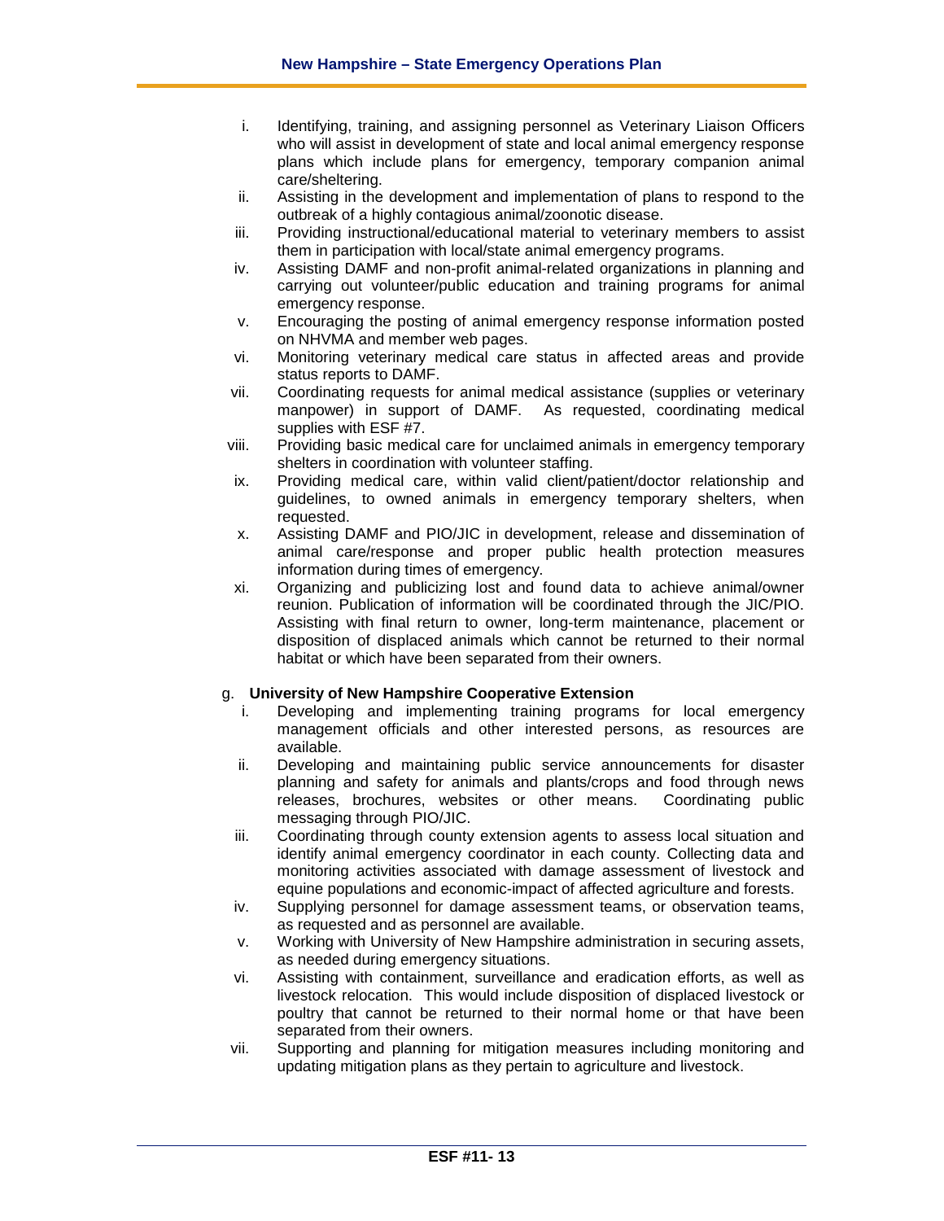i. Identifying, training, and assigning personnel as Veterinary Liaison Officers who will assist in development of state and local animal emergency response plans which include plans for emergency, temporary companion animal care/sheltering.
ii. Assisting in the development and implementation of plans to respond to the outbreak of a highly contagious animal/zoonotic disease.
iii. Providing instructional/educational material to veterinary members to assist them in participation with local/state animal emergency programs.
iv. Assisting DAMF and non-profit animal-related organizations in planning and carrying out volunteer/public education and training programs for animal emergency response.
v. Encouraging the posting of animal emergency response information posted on NHVMA and member web pages.
vi. Monitoring veterinary medical care status in affected areas and provide status reports to DAMF.
vii. Coordinating requests for animal medical assistance (supplies or veterinary manpower) in support of DAMF. As requested, coordinating medical supplies with ESF #7.
viii. Providing basic medical care for unclaimed animals in emergency temporary shelters in coordination with volunteer staffing.
ix. Providing medical care, within valid client/patient/doctor relationship and guidelines, to owned animals in emergency temporary shelters, when requested.
x. Assisting DAMF and PIO/JIC in development, release and dissemination of animal care/response and proper public health protection measures information during times of emergency.
xi. Organizing and publicizing lost and found data to achieve animal/owner reunion. Publication of information will be coordinated through the JIC/PIO. Assisting with final return to owner, long-term maintenance, placement or disposition of displaced animals which cannot be returned to their normal habitat or which have been separated from their owners.

g. **University of New Hampshire Cooperative Extension**

i. Developing and implementing training programs for local emergency management officials and other interested persons, as resources are available.
ii. Developing and maintaining public service announcements for disaster planning and safety for animals and plants/crops and food through news releases, brochures, websites or other means. Coordinating public messaging through PIO/JIC.
iii. Coordinating through county extension agents to assess local situation and identify animal emergency coordinator in each county. Collecting data and monitoring activities associated with damage assessment of livestock and equine populations and economic-impact of affected agriculture and forests.
iv. Supplying personnel for damage assessment teams, or observation teams, as requested and as personnel are available.
v. Working with University of New Hampshire administration in securing assets, as needed during emergency situations.
vi. Assisting with containment, surveillance and eradication efforts, as well as livestock relocation. This would include disposition of displaced livestock or poultry that cannot be returned to their normal home or that have been separated from their owners.
vii. Supporting and planning for mitigation measures including monitoring and updating mitigation plans as they pertain to agriculture and livestock.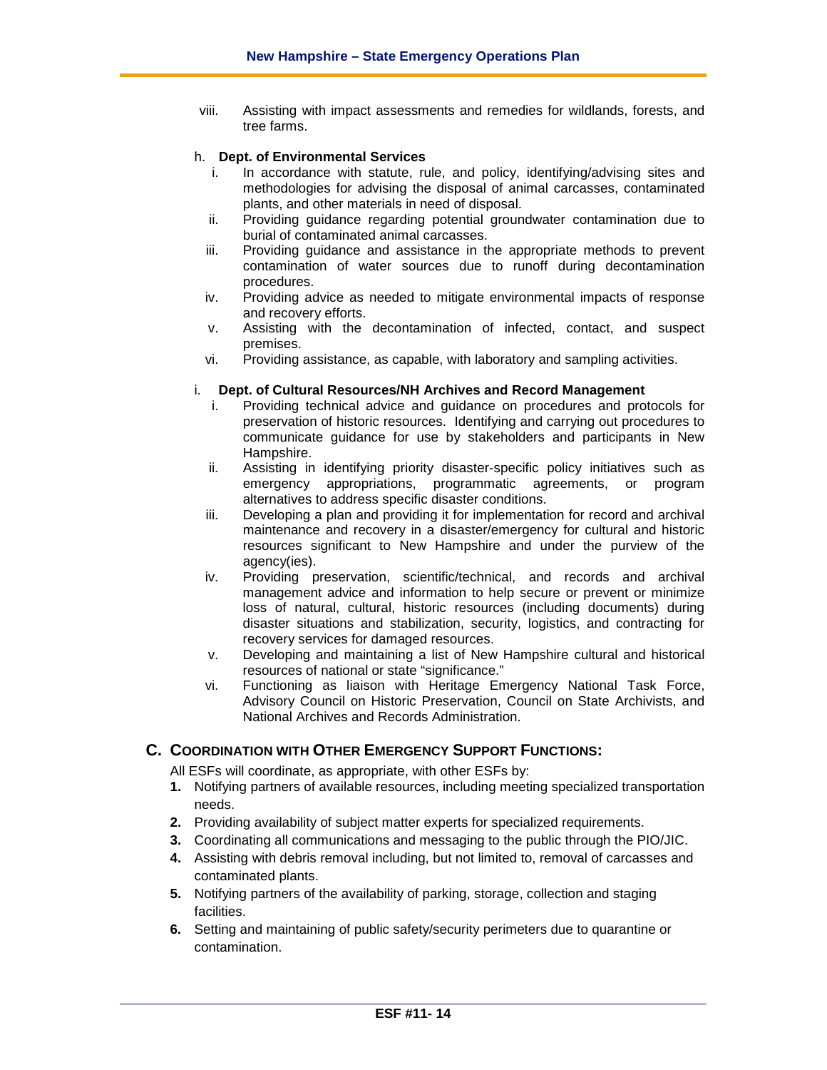viii. Assisting with impact assessments and remedies for wildlands, forests, and tree farms.

h. **Dept. of Environmental Services**

i. In accordance with statute, rule, and policy, identifying/advising sites and methodologies for advising the disposal of animal carcasses, contaminated plants, and other materials in need of disposal.

ii. Providing guidance regarding potential groundwater contamination due to burial of contaminated animal carcasses.

iii. Providing guidance and assistance in the appropriate methods to prevent contamination of water sources due to runoff during decontamination procedures.

iv. Providing advice as needed to mitigate environmental impacts of response and recovery efforts.

v. Assisting with the decontamination of infected, contact, and suspect premises.

vi. Providing assistance, as capable, with laboratory and sampling activities.

i. **Dept. of Cultural Resources/NH Archives and Record Management**

i. Providing technical advice and guidance on procedures and protocols for preservation of historic resources. Identifying and carrying out procedures to communicate guidance for use by stakeholders and participants in New Hampshire.

ii. Assisting in identifying priority disaster-specific policy initiatives such as emergency appropriations, programmatic agreements, or program alternatives to address specific disaster conditions.

iii. Developing a plan and providing it for implementation for record and archival maintenance and recovery in a disaster/emergency for cultural and historic resources significant to New Hampshire and under the purview of the agency(ies).

iv. Providing preservation, scientific/technical, and records and archival management advice and information to help secure or prevent or minimize loss of natural, cultural, historic resources (including documents) during disaster situations and stabilization, security, logistics, and contracting for recovery services for damaged resources.

v. Developing and maintaining a list of New Hampshire cultural and historical resources of national or state "significance."

vi. Functioning as liaison with Heritage Emergency National Task Force, Advisory Council on Historic Preservation, Council on State Archivists, and National Archives and Records Administration.

## C. Coordination with Other Emergency Support Functions:

All ESFs will coordinate, as appropriate, with other ESFs by:

1. Notifying partners of available resources, including meeting specialized transportation needs.
2. Providing availability of subject matter experts for specialized requirements.
3. Coordinating all communications and messaging to the public through the PIO/JIC.
4. Assisting with debris removal including, but not limited to, removal of carcasses and contaminated plants.
5. Notifying partners of the availability of parking, storage, collection and staging facilities.
6. Setting and maintaining of public safety/security perimeters due to quarantine or contamination.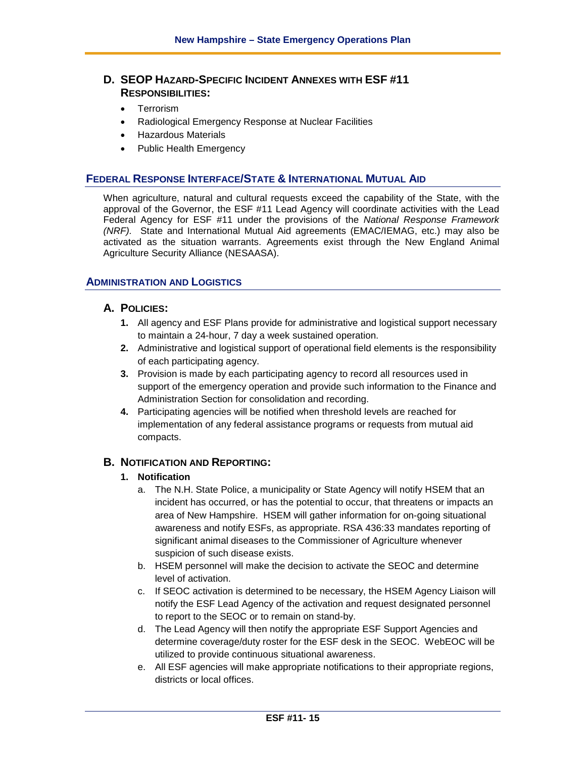### D. SEOP Hazard-Specific Incident Annexes with ESF #11 Responsibilities:

- Terrorism
- Radiological Emergency Response at Nuclear Facilities
- Hazardous Materials
- Public Health Emergency

## Federal Response Interface/State & International Mutual Aid

When agriculture, natural and cultural requests exceed the capability of the State, with the approval of the Governor, the ESF #11 Lead Agency will coordinate activities with the Lead Federal Agency for ESF #11 under the provisions of the *National Response Framework (NRF).* State and International Mutual Aid agreements (EMAC/IEMAG, etc.) may also be activated as the situation warrants. Agreements exist through the New England Animal Agriculture Security Alliance (NESAASA).

## Administration and Logistics

### A. Policies:

1. All agency and ESF Plans provide for administrative and logistical support necessary to maintain a 24-hour, 7 day a week sustained operation.
2. Administrative and logistical support of operational field elements is the responsibility of each participating agency.
3. Provision is made by each participating agency to record all resources used in support of the emergency operation and provide such information to the Finance and Administration Section for consolidation and recording.
4. Participating agencies will be notified when threshold levels are reached for implementation of any federal assistance programs or requests from mutual aid compacts.

### B. Notification and Reporting:

1. **Notification**
   a. The N.H. State Police, a municipality or State Agency will notify HSEM that an incident has occurred, or has the potential to occur, that threatens or impacts an area of New Hampshire. HSEM will gather information for on-going situational awareness and notify ESFs, as appropriate. RSA 436:33 mandates reporting of significant animal diseases to the Commissioner of Agriculture whenever suspicion of such disease exists.
   b. HSEM personnel will make the decision to activate the SEOC and determine level of activation.
   c. If SEOC activation is determined to be necessary, the HSEM Agency Liaison will notify the ESF Lead Agency of the activation and request designated personnel to report to the SEOC or to remain on stand-by.
   d. The Lead Agency will then notify the appropriate ESF Support Agencies and determine coverage/duty roster for the ESF desk in the SEOC. WebEOC will be utilized to provide continuous situational awareness.
   e. All ESF agencies will make appropriate notifications to their appropriate regions, districts or local offices.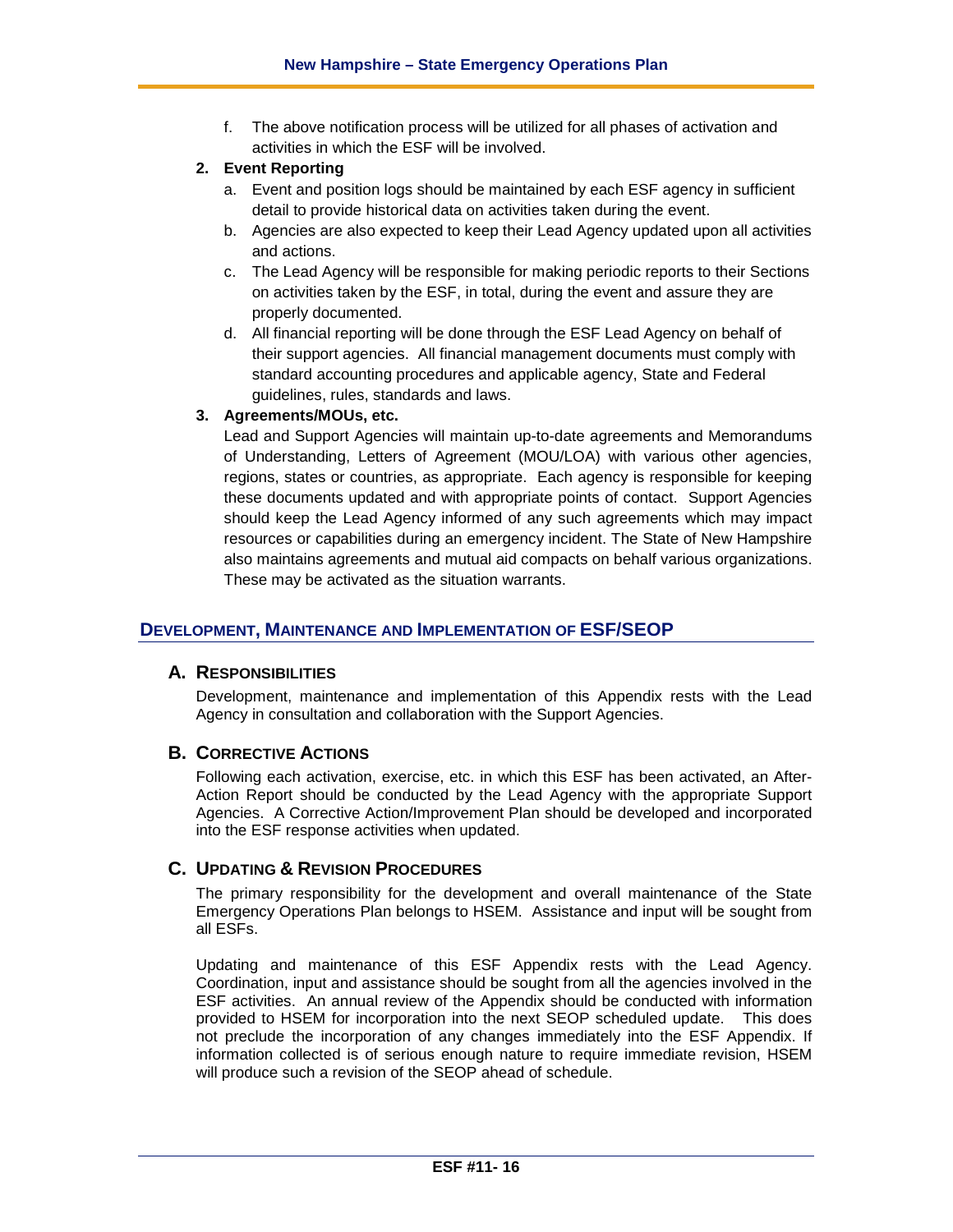f. The above notification process will be utilized for all phases of activation and activities in which the ESF will be involved.

**2. Event Reporting**

a. Event and position logs should be maintained by each ESF agency in sufficient detail to provide historical data on activities taken during the event.

b. Agencies are also expected to keep their Lead Agency updated upon all activities and actions.

c. The Lead Agency will be responsible for making periodic reports to their Sections on activities taken by the ESF, in total, during the event and assure they are properly documented.

d. All financial reporting will be done through the ESF Lead Agency on behalf of their support agencies. All financial management documents must comply with standard accounting procedures and applicable agency, State and Federal guidelines, rules, standards and laws.

**3. Agreements/MOUs, etc.**

Lead and Support Agencies will maintain up-to-date agreements and Memorandums of Understanding, Letters of Agreement (MOU/LOA) with various other agencies, regions, states or countries, as appropriate. Each agency is responsible for keeping these documents updated and with appropriate points of contact. Support Agencies should keep the Lead Agency informed of any such agreements which may impact resources or capabilities during an emergency incident. The State of New Hampshire also maintains agreements and mutual aid compacts on behalf various organizations. These may be activated as the situation warrants.

## DEVELOPMENT, MAINTENANCE AND IMPLEMENTATION OF ESF/SEOP

### A. RESPONSIBILITIES

Development, maintenance and implementation of this Appendix rests with the Lead Agency in consultation and collaboration with the Support Agencies.

### B. CORRECTIVE ACTIONS

Following each activation, exercise, etc. in which this ESF has been activated, an After-Action Report should be conducted by the Lead Agency with the appropriate Support Agencies. A Corrective Action/Improvement Plan should be developed and incorporated into the ESF response activities when updated.

### C. UPDATING & REVISION PROCEDURES

The primary responsibility for the development and overall maintenance of the State Emergency Operations Plan belongs to HSEM. Assistance and input will be sought from all ESFs.

Updating and maintenance of this ESF Appendix rests with the Lead Agency. Coordination, input and assistance should be sought from all the agencies involved in the ESF activities. An annual review of the Appendix should be conducted with information provided to HSEM for incorporation into the next SEOP scheduled update. This does not preclude the incorporation of any changes immediately into the ESF Appendix. If information collected is of serious enough nature to require immediate revision, HSEM will produce such a revision of the SEOP ahead of schedule.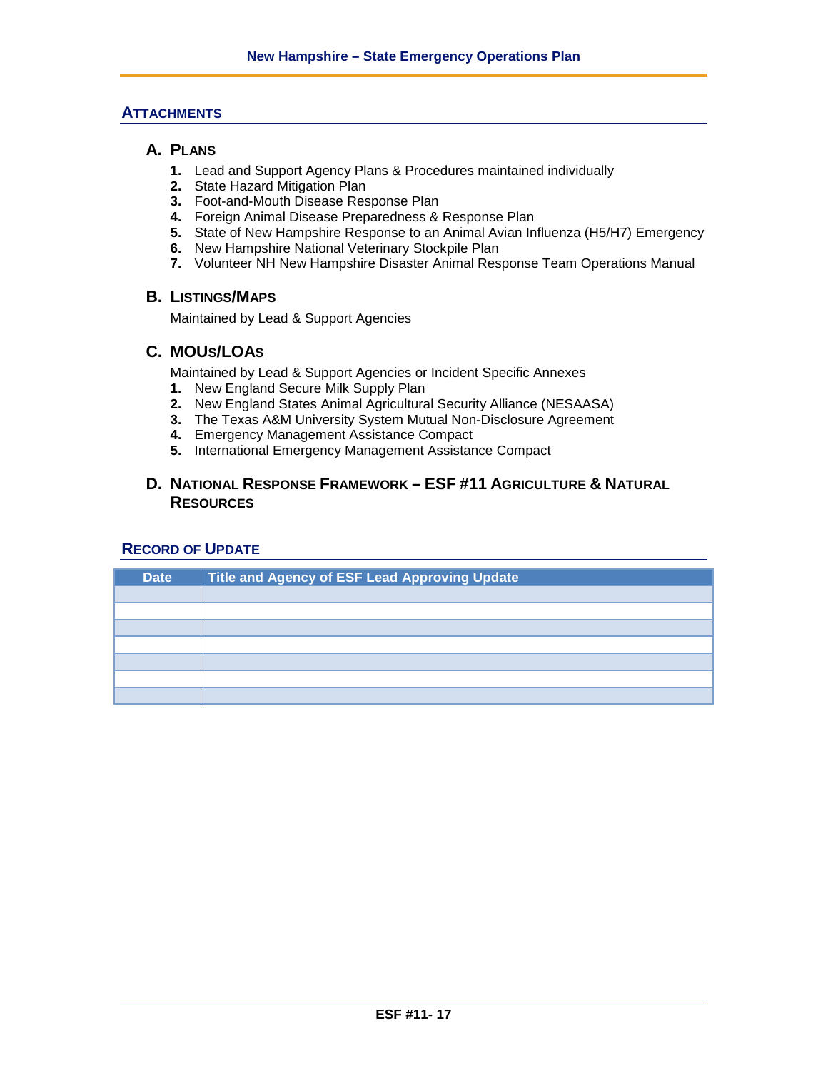## ATTACHMENTS

### A. PLANS

1. Lead and Support Agency Plans & Procedures maintained individually
2. State Hazard Mitigation Plan
3. Foot-and-Mouth Disease Response Plan
4. Foreign Animal Disease Preparedness & Response Plan
5. State of New Hampshire Response to an Animal Avian Influenza (H5/H7) Emergency
6. New Hampshire National Veterinary Stockpile Plan
7. Volunteer NH New Hampshire Disaster Animal Response Team Operations Manual

### B. LISTINGS/MAPS

Maintained by Lead & Support Agencies

### C. MOUS/LOAS

Maintained by Lead & Support Agencies or Incident Specific Annexes

1. New England Secure Milk Supply Plan
2. New England States Animal Agricultural Security Alliance (NESAASA)
3. The Texas A&M University System Mutual Non-Disclosure Agreement
4. Emergency Management Assistance Compact
5. International Emergency Management Assistance Compact

### D. NATIONAL RESPONSE FRAMEWORK – ESF #11 AGRICULTURE & NATURAL RESOURCES

## RECORD OF UPDATE

| Date | Title and Agency of ESF Lead Approving Update |
|---|---|
| | |
| | |
| | |
| | |
| | |
| | |
| | |